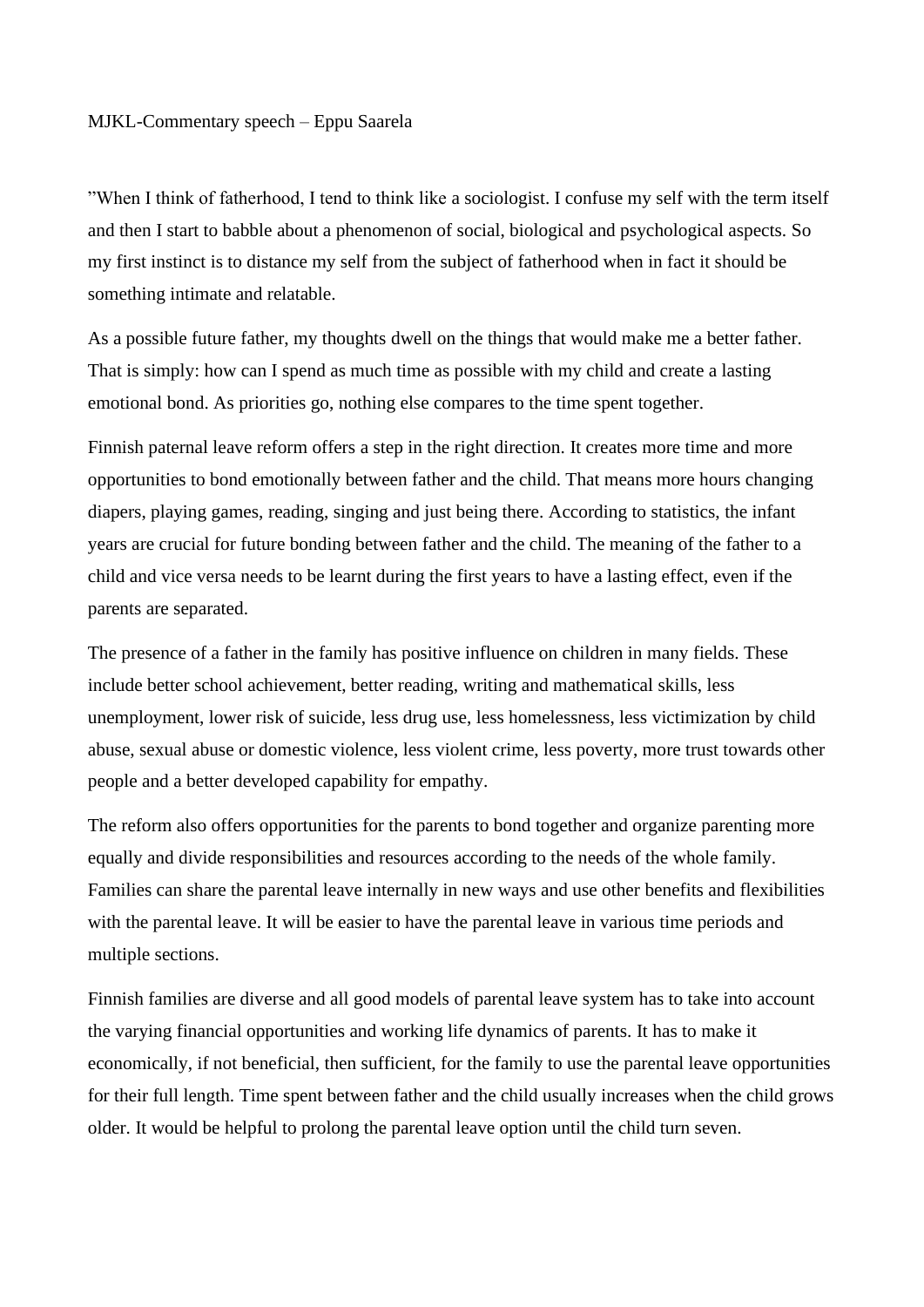MJKL-Commentary speech – Eppu Saarela

”When I think of fatherhood, I tend to think like a sociologist. I confuse my self with the term itself and then I start to babble about a phenomenon of social, biological and psychological aspects. So my first instinct is to distance my self from the subject of fatherhood when in fact it should be something intimate and relatable.

As a possible future father, my thoughts dwell on the things that would make me a better father. That is simply: how can I spend as much time as possible with my child and create a lasting emotional bond. As priorities go, nothing else compares to the time spent together.

Finnish paternal leave reform offers a step in the right direction. It creates more time and more opportunities to bond emotionally between father and the child. That means more hours changing diapers, playing games, reading, singing and just being there. According to statistics, the infant years are crucial for future bonding between father and the child. The meaning of the father to a child and vice versa needs to be learnt during the first years to have a lasting effect, even if the parents are separated.

The presence of a father in the family has positive influence on children in many fields. These include better school achievement, better reading, writing and mathematical skills, less unemployment, lower risk of suicide, less drug use, less homelessness, less victimization by child abuse, sexual abuse or domestic violence, less violent crime, less poverty, more trust towards other people and a better developed capability for empathy.

The reform also offers opportunities for the parents to bond together and organize parenting more equally and divide responsibilities and resources according to the needs of the whole family. Families can share the parental leave internally in new ways and use other benefits and flexibilities with the parental leave. It will be easier to have the parental leave in various time periods and multiple sections.

Finnish families are diverse and all good models of parental leave system has to take into account the varying financial opportunities and working life dynamics of parents. It has to make it economically, if not beneficial, then sufficient, for the family to use the parental leave opportunities for their full length. Time spent between father and the child usually increases when the child grows older. It would be helpful to prolong the parental leave option until the child turn seven.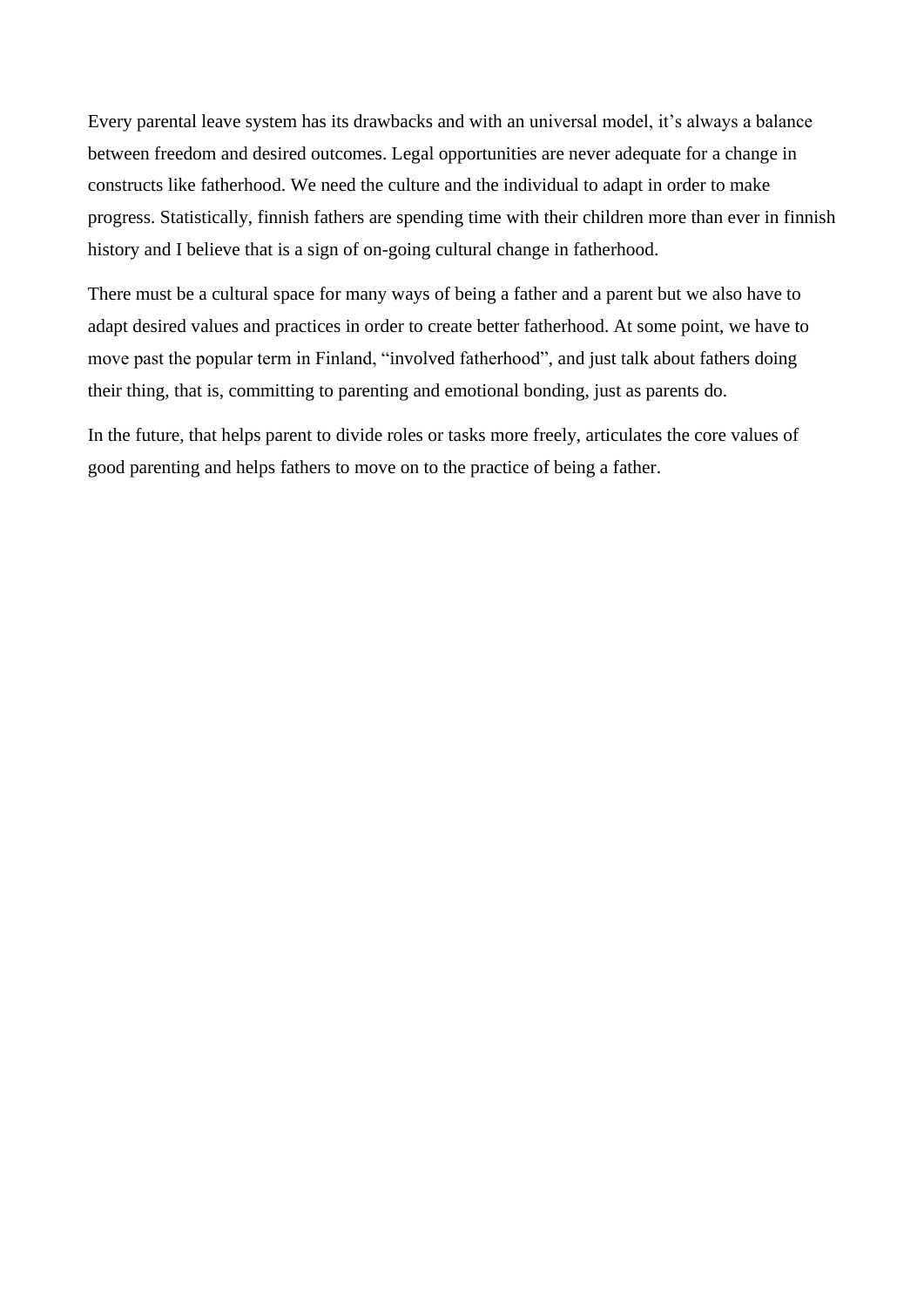Every parental leave system has its drawbacks and with an universal model, it's always a balance between freedom and desired outcomes. Legal opportunities are never adequate for a change in constructs like fatherhood. We need the culture and the individual to adapt in order to make progress. Statistically, finnish fathers are spending time with their children more than ever in finnish history and I believe that is a sign of on-going cultural change in fatherhood.

There must be a cultural space for many ways of being a father and a parent but we also have to adapt desired values and practices in order to create better fatherhood. At some point, we have to move past the popular term in Finland, "involved fatherhood", and just talk about fathers doing their thing, that is, committing to parenting and emotional bonding, just as parents do.

In the future, that helps parent to divide roles or tasks more freely, articulates the core values of good parenting and helps fathers to move on to the practice of being a father.